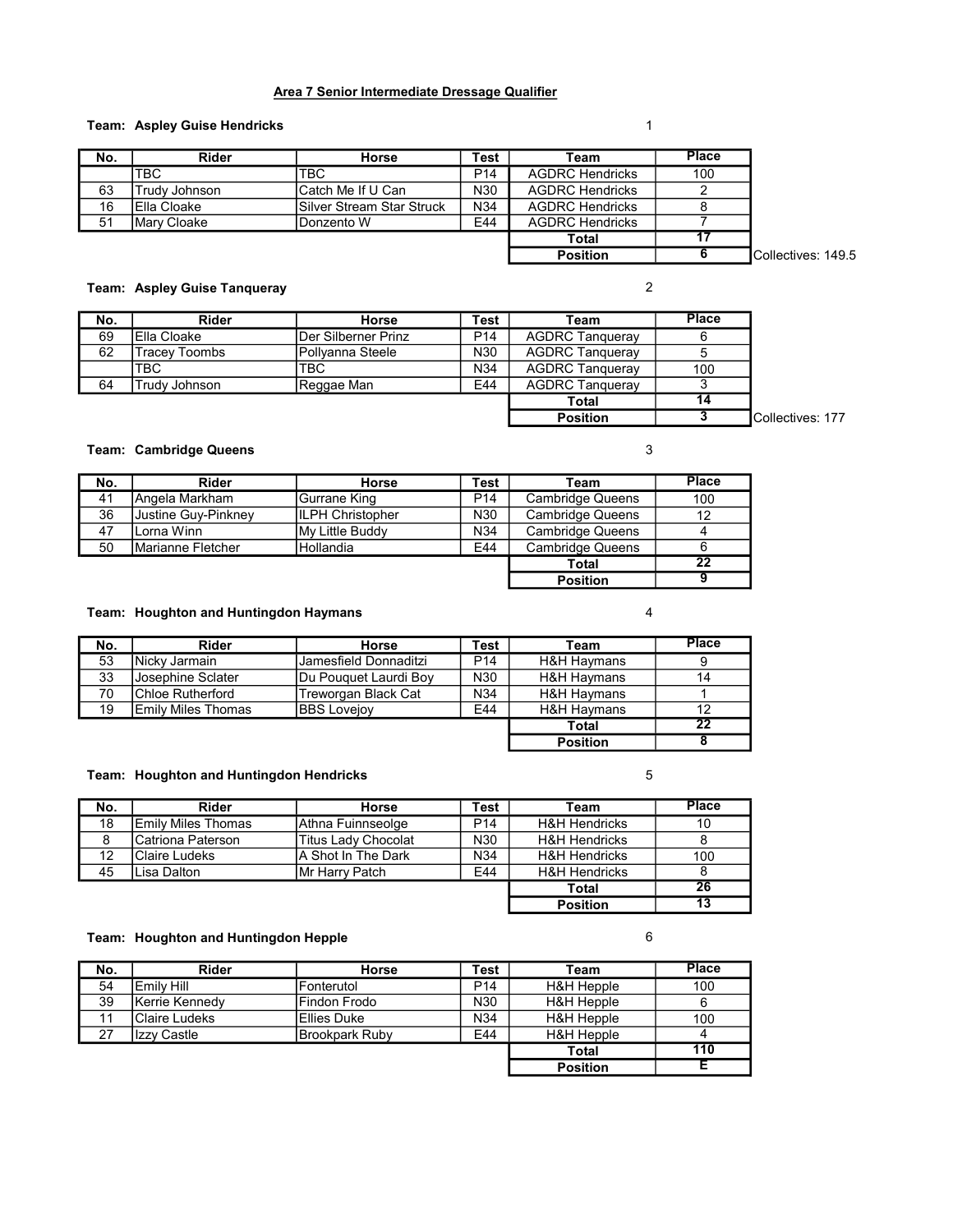# Area 7 Senior Intermediate Dressage Qualifier

**Team: Aspley Guise Hendricks** 1

| No. | Rider | Horse | Test | Team | Place |
|---|---|---|---|---|---|
| | TBC | TBC | P14 | AGDRC Hendricks | 100 |
| 63 | Trudy Johnson | Catch Me If U Can | N30 | AGDRC Hendricks | 2 |
| 16 | Ella Cloake | Silver Stream Star Struck | N34 | AGDRC Hendricks | 8 |
| 51 | Mary Cloake | Donzento W | E44 | AGDRC Hendricks | 7 |
| | | | | **Total** | **17** |
| | | | | **Position** | **6** |

Collectives: 149.5

**Team: Aspley Guise Tanqueray** 2

| No. | Rider | Horse | Test | Team | Place |
|---|---|---|---|---|---|
| 69 | Ella Cloake | Der Silberner Prinz | P14 | AGDRC Tanqueray | 6 |
| 62 | Tracey Toombs | Pollyanna Steele | N30 | AGDRC Tanqueray | 5 |
| | TBC | TBC | N34 | AGDRC Tanqueray | 100 |
| 64 | Trudy Johnson | Reggae Man | E44 | AGDRC Tanqueray | 3 |
| | | | | **Total** | **14** |
| | | | | **Position** | **3** |

Collectives: 177

**Team: Cambridge Queens** 3

| No. | Rider | Horse | Test | Team | Place |
|---|---|---|---|---|---|
| 41 | Angela Markham | Gurrane King | P14 | Cambridge Queens | 100 |
| 36 | Justine Guy-Pinkney | ILPH Christopher | N30 | Cambridge Queens | 12 |
| 47 | Lorna Winn | My Little Buddy | N34 | Cambridge Queens | 4 |
| 50 | Marianne Fletcher | Hollandia | E44 | Cambridge Queens | 6 |
| | | | | **Total** | **22** |
| | | | | **Position** | **9** |

**Team: Houghton and Huntingdon Haymans** 4

| No. | Rider | Horse | Test | Team | Place |
|---|---|---|---|---|---|
| 53 | Nicky Jarmain | Jamesfield Donnaditzi | P14 | H&H Haymans | 9 |
| 33 | Josephine Sclater | Du Pouquet Laurdi Boy | N30 | H&H Haymans | 14 |
| 70 | Chloe Rutherford | Treworgan Black Cat | N34 | H&H Haymans | 1 |
| 19 | Emily Miles Thomas | BBS Lovejoy | E44 | H&H Haymans | 12 |
| | | | | **Total** | **22** |
| | | | | **Position** | **8** |

**Team: Houghton and Huntingdon Hendricks** 5

| No. | Rider | Horse | Test | Team | Place |
|---|---|---|---|---|---|
| 18 | Emily Miles Thomas | Athna Fuinnseolge | P14 | H&H Hendricks | 10 |
| 8 | Catriona Paterson | Titus Lady Chocolat | N30 | H&H Hendricks | 8 |
| 12 | Claire Ludeks | A Shot In The Dark | N34 | H&H Hendricks | 100 |
| 45 | Lisa Dalton | Mr Harry Patch | E44 | H&H Hendricks | 8 |
| | | | | **Total** | **26** |
| | | | | **Position** | **13** |

**Team: Houghton and Huntingdon Hepple** 6

| No. | Rider | Horse | Test | Team | Place |
|---|---|---|---|---|---|
| 54 | Emily Hill | Fonterutol | P14 | H&H Hepple | 100 |
| 39 | Kerrie Kennedy | Findon Frodo | N30 | H&H Hepple | 6 |
| 11 | Claire Ludeks | Ellies Duke | N34 | H&H Hepple | 100 |
| 27 | Izzy Castle | Brookpark Ruby | E44 | H&H Hepple | 4 |
| | | | | **Total** | **110** |
| | | | | **Position** | **E** |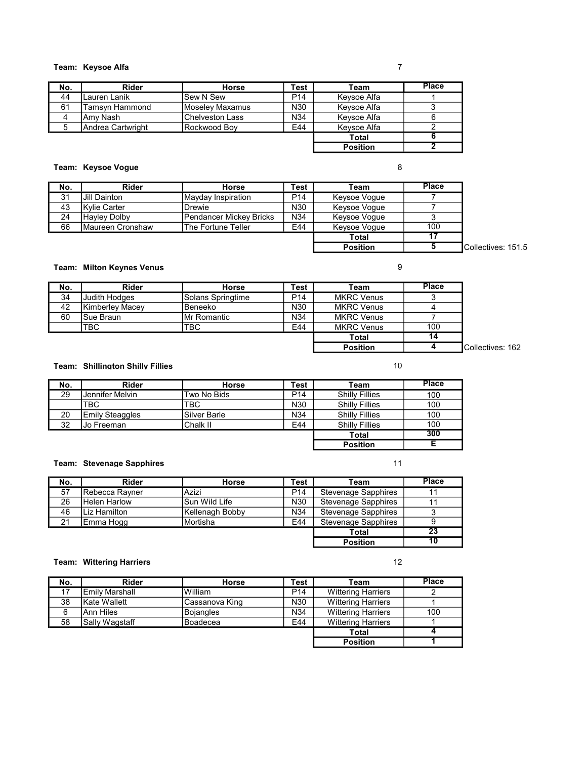### Team: Keysoe Alfa

7

| No. | Rider | Horse | Test | Team | Place |
|---|---|---|---|---|---|
| 44 | Lauren Lanik | Sew N Sew | P14 | Keysoe Alfa | 1 |
| 61 | Tamsyn Hammond | Moseley Maxamus | N30 | Keysoe Alfa | 3 |
| 4 | Amy Nash | Chelveston Lass | N34 | Keysoe Alfa | 6 |
| 5 | Andrea Cartwright | Rockwood Boy | E44 | Keysoe Alfa | 2 |
| | | | | **Total** | **6** |
| | | | | **Position** | **2** |

### Team: Keysoe Vogue

8

| No. | Rider | Horse | Test | Team | Place |
|---|---|---|---|---|---|
| 31 | Jill Dainton | Mayday Inspiration | P14 | Keysoe Vogue | 7 |
| 43 | Kylie Carter | Drewie | N30 | Keysoe Vogue | 7 |
| 24 | Hayley Dolby | Pendancer Mickey Bricks | N34 | Keysoe Vogue | 3 |
| 66 | Maureen Cronshaw | The Fortune Teller | E44 | Keysoe Vogue | 100 |
| | | | | **Total** | **17** |
| | | | | **Position** | **5** |

Collectives: 151.5

### Team: Milton Keynes Venus

9

| No. | Rider | Horse | Test | Team | Place |
|---|---|---|---|---|---|
| 34 | Judith Hodges | Solans Springtime | P14 | MKRC Venus | 3 |
| 42 | Kimberley Macey | Beneeko | N30 | MKRC Venus | 4 |
| 60 | Sue Braun | Mr Romantic | N34 | MKRC Venus | 7 |
| | TBC | TBC | E44 | MKRC Venus | 100 |
| | | | | **Total** | **14** |
| | | | | **Position** | **4** |

Collectives: 162

### Team: Shillington Shilly Fillies

10

| No. | Rider | Horse | Test | Team | Place |
|---|---|---|---|---|---|
| 29 | Jennifer Melvin | Two No Bids | P14 | Shilly Fillies | 100 |
| | TBC | TBC | N30 | Shilly Fillies | 100 |
| 20 | Emily Steaggles | Silver Barle | N34 | Shilly Fillies | 100 |
| 32 | Jo Freeman | Chalk II | E44 | Shilly Fillies | 100 |
| | | | | **Total** | **300** |
| | | | | **Position** | **E** |

### Team: Stevenage Sapphires

11

| No. | Rider | Horse | Test | Team | Place |
|---|---|---|---|---|---|
| 57 | Rebecca Rayner | Azizi | P14 | Stevenage Sapphires | 11 |
| 26 | Helen Harlow | Sun Wild Life | N30 | Stevenage Sapphires | 11 |
| 46 | Liz Hamilton | Kellenagh Bobby | N34 | Stevenage Sapphires | 3 |
| 21 | Emma Hogg | Mortisha | E44 | Stevenage Sapphires | 9 |
| | | | | **Total** | **23** |
| | | | | **Position** | **10** |

### Team: Wittering Harriers

12

| No. | Rider | Horse | Test | Team | Place |
|---|---|---|---|---|---|
| 17 | Emily Marshall | William | P14 | Wittering Harriers | 2 |
| 38 | Kate Wallett | Cassanova King | N30 | Wittering Harriers | 1 |
| 6 | Ann Hiles | Bojangles | N34 | Wittering Harriers | 100 |
| 58 | Sally Wagstaff | Boadecea | E44 | Wittering Harriers | 1 |
| | | | | **Total** | **4** |
| | | | | **Position** | **1** |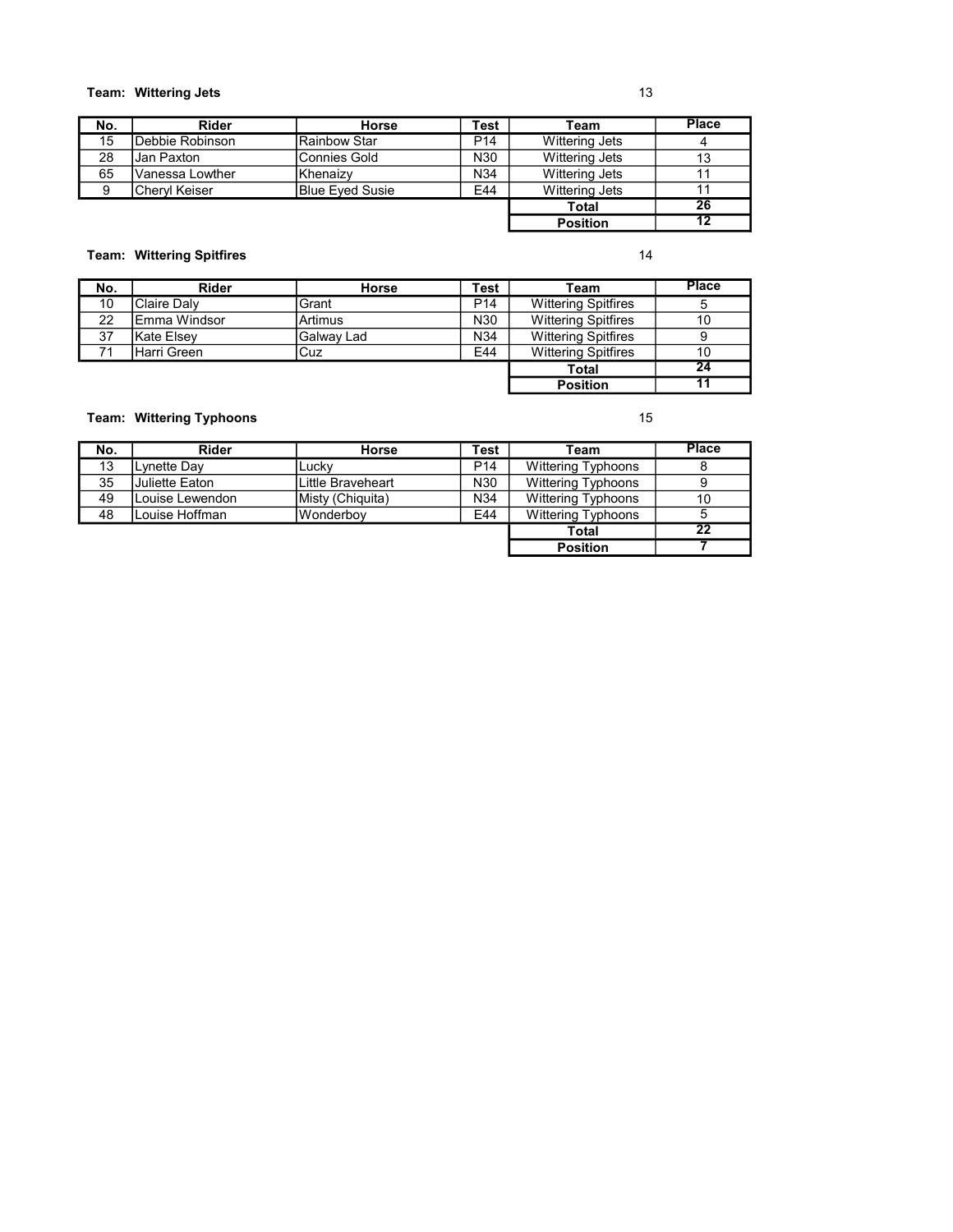**Team: Wittering Jets**

13

| No. | Rider | Horse | Test | Team | Place |
|---|---|---|---|---|---|
| 15 | Debbie Robinson | Rainbow Star | P14 | Wittering Jets | 4 |
| 28 | Jan Paxton | Connies Gold | N30 | Wittering Jets | 13 |
| 65 | Vanessa Lowther | Khenaizy | N34 | Wittering Jets | 11 |
| 9 | Cheryl Keiser | Blue Eyed Susie | E44 | Wittering Jets | 11 |
| | | | | **Total** | **26** |
| | | | | **Position** | **12** |

**Team: Wittering Spitfires**

14

| No. | Rider | Horse | Test | Team | Place |
|---|---|---|---|---|---|
| 10 | Claire Daly | Grant | P14 | Wittering Spitfires | 5 |
| 22 | Emma Windsor | Artimus | N30 | Wittering Spitfires | 10 |
| 37 | Kate Elsey | Galway Lad | N34 | Wittering Spitfires | 9 |
| 71 | Harri Green | Cuz | E44 | Wittering Spitfires | 10 |
| | | | | **Total** | **24** |
| | | | | **Position** | **11** |

**Team: Wittering Typhoons**

15

| No. | Rider | Horse | Test | Team | Place |
|---|---|---|---|---|---|
| 13 | Lynette Day | Lucky | P14 | Wittering Typhoons | 8 |
| 35 | Juliette Eaton | Little Braveheart | N30 | Wittering Typhoons | 9 |
| 49 | Louise Lewendon | Misty (Chiquita) | N34 | Wittering Typhoons | 10 |
| 48 | Louise Hoffman | Wonderboy | E44 | Wittering Typhoons | 5 |
| | | | | **Total** | **22** |
| | | | | **Position** | **7** |